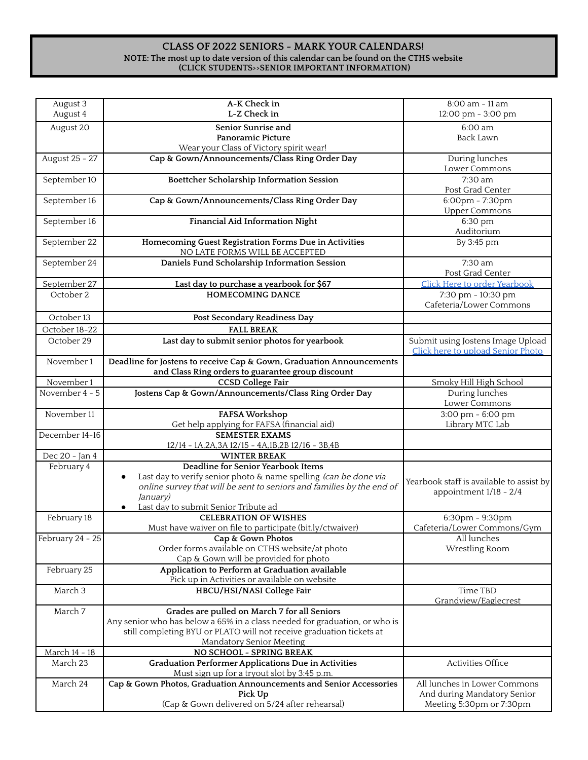**CLASS OF 2022 SENIORS - MARK YOUR CALENDARS!**
**NOTE: The most up to date version of this calendar can be found on the CTHS website**
**(CLICK STUDENTS>>SENIOR IMPORTANT INFORMATION)**

| Date | Event | Time/Location |
|---|---|---|
| August 3<br>August 4 | **A-K Check in**<br>**L-Z Check in** | 8:00 am - 11 am<br>12:00 pm - 3:00 pm |
| August 20 | **Senior Sunrise and Panoramic Picture**<br>Wear your Class of Victory spirit wear! | 6:00 am<br>Back Lawn |
| August 25 - 27 | **Cap & Gown/Announcements/Class Ring Order Day** | During lunches<br>Lower Commons |
| September 10 | **Boettcher Scholarship Information Session** | 7:30 am<br>Post Grad Center |
| September 16 | **Cap & Gown/Announcements/Class Ring Order Day** | 6:00pm - 7:30pm<br>Upper Commons |
| September 16 | **Financial Aid Information Night** | 6:30 pm<br>Auditorium |
| September 22 | **Homecoming Guest Registration Forms Due in Activities**<br>NO LATE FORMS WILL BE ACCEPTED | By 3:45 pm |
| September 24 | **Daniels Fund Scholarship Information Session** | 7:30 am<br>Post Grad Center |
| September 27 | **Last day to purchase a yearbook for $67** | Click Here to order Yearbook |
| October 2 | **HOMECOMING DANCE** | 7:30 pm - 10:30 pm<br>Cafeteria/Lower Commons |
| October 13 | **Post Secondary Readiness Day** | |
| October 18-22 | **FALL BREAK** | |
| October 29 | **Last day to submit senior photos for yearbook** | Submit using Jostens Image Upload<br>Click here to upload Senior Photo |
| November 1 | **Deadline for Jostens to receive Cap & Gown, Graduation Announcements and Class Ring orders to guarantee group discount** | |
| November 1 | **CCSD College Fair** | Smoky Hill High School |
| November 4 - 5 | **Jostens Cap & Gown/Announcements/Class Ring Order Day** | During lunches<br>Lower Commons |
| November 11 | **FAFSA Workshop**<br>Get help applying for FAFSA (financial aid) | 3:00 pm - 6:00 pm<br>Library MTC Lab |
| December 14-16 | **SEMESTER EXAMS**<br>12/14 - 1A,2A,3A 12/15 - 4A,1B,2B 12/16 - 3B,4B | |
| Dec 20 - Jan 4 | **WINTER BREAK** | |
| February 4 | **Deadline for Senior Yearbook Items**<br>• Last day to verify senior photo & name spelling *(can be done via online survey that will be sent to seniors and families by the end of January)*<br>• Last day to submit Senior Tribute ad | Yearbook staff is available to assist by appointment 1/18 - 2/4 |
| February 18 | **CELEBRATION OF WISHES**<br>Must have waiver on file to participate (bit.ly/ctwaiver) | 6:30pm - 9:30pm<br>Cafeteria/Lower Commons/Gym |
| February 24 - 25 | **Cap & Gown Photos**<br>Order forms available on CTHS website/at photo<br>Cap & Gown will be provided for photo | All lunches<br>Wrestling Room |
| February 25 | **Application to Perform at Graduation available**<br>Pick up in Activities or available on website | |
| March 3 | **HBCU/HSI/NASI College Fair** | Time TBD<br>Grandview/Eaglecrest |
| March 7 | **Grades are pulled on March 7 for all Seniors**<br>Any senior who has below a 65% in a class needed for graduation, or who is still completing BYU or PLATO will not receive graduation tickets at Mandatory Senior Meeting | |
| March 14 - 18 | **NO SCHOOL - SPRING BREAK** | |
| March 23 | **Graduation Performer Applications Due in Activities**<br>Must sign up for a tryout slot by 3:45 p.m. | Activities Office |
| March 24 | **Cap & Gown Photos, Graduation Announcements and Senior Accessories Pick Up**<br>(Cap & Gown delivered on 5/24 after rehearsal) | All lunches in Lower Commons<br>And during Mandatory Senior Meeting 5:30pm or 7:30pm |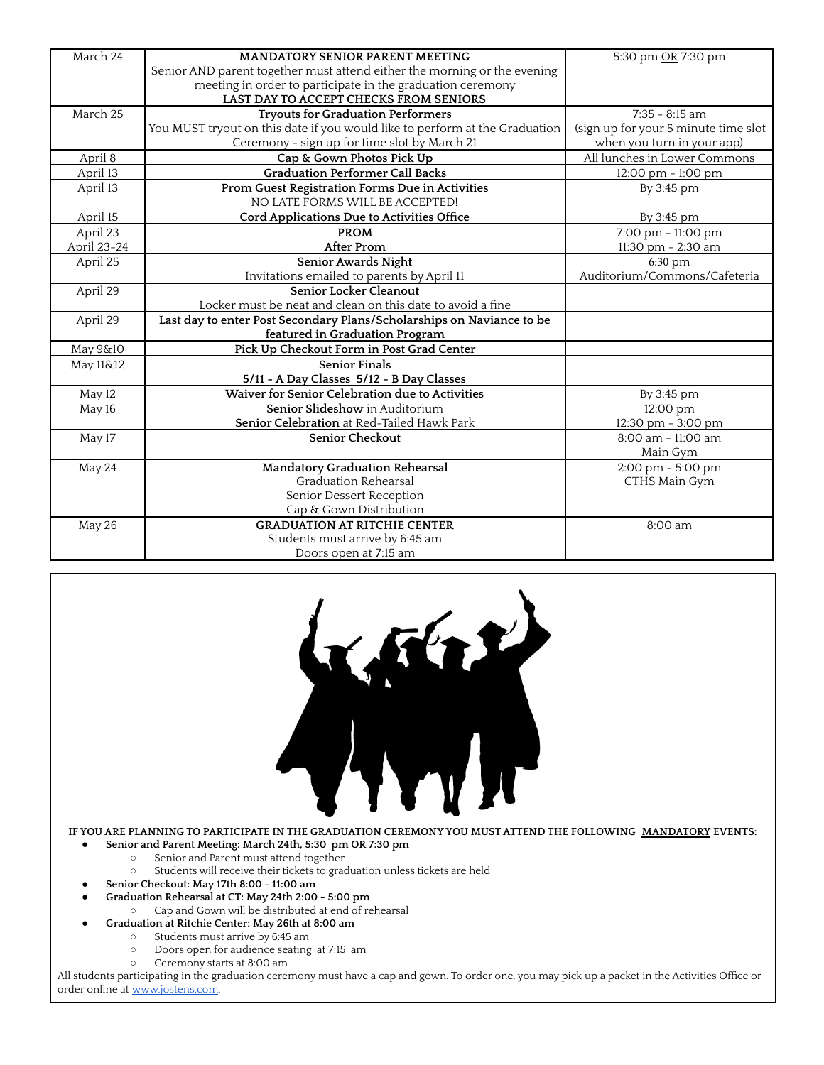| | | |
|---|---|---|
| March 24 | **MANDATORY SENIOR PARENT MEETING**<br>Senior AND parent together must attend either the morning or the evening meeting in order to participate in the graduation ceremony<br>**LAST DAY TO ACCEPT CHECKS FROM SENIORS** | 5:30 pm OR 7:30 pm |
| March 25 | **Tryouts for Graduation Performers**<br>You MUST tryout on this date if you would like to perform at the Graduation Ceremony - sign up for time slot by March 21 | 7:35 - 8:15 am<br>(sign up for your 5 minute time slot when you turn in your app) |
| April 8 | **Cap & Gown Photos Pick Up** | All lunches in Lower Commons |
| April 13 | **Graduation Performer Call Backs** | 12:00 pm - 1:00 pm |
| April 13 | **Prom Guest Registration Forms Due in Activities**<br>NO LATE FORMS WILL BE ACCEPTED! | By 3:45 pm |
| April 15 | **Cord Applications Due to Activities Office** | By 3:45 pm |
| April 23<br>April 23-24 | **PROM**<br>**After Prom** | 7:00 pm - 11:00 pm<br>11:30 pm - 2:30 am |
| April 25 | **Senior Awards Night**<br>Invitations emailed to parents by April 11 | 6:30 pm<br>Auditorium/Commons/Cafeteria |
| April 29 | **Senior Locker Cleanout**<br>Locker must be neat and clean on this date to avoid a fine | |
| April 29 | **Last day to enter Post Secondary Plans/Scholarships on Naviance to be featured in Graduation Program** | |
| May 9&10 | **Pick Up Checkout Form in Post Grad Center** | |
| May 11&12 | **Senior Finals**<br>**5/11 - A Day Classes 5/12 - B Day Classes** | |
| May 12 | **Waiver for Senior Celebration due to Activities** | By 3:45 pm |
| May 16 | **Senior Slideshow** in Auditorium<br>**Senior Celebration** at Red-Tailed Hawk Park | 12:00 pm<br>12:30 pm - 3:00 pm |
| May 17 | **Senior Checkout** | 8:00 am - 11:00 am<br>Main Gym |
| May 24 | **Mandatory Graduation Rehearsal**<br>Graduation Rehearsal<br>Senior Dessert Reception<br>Cap & Gown Distribution | 2:00 pm - 5:00 pm<br>CTHS Main Gym |
| May 26 | **GRADUATION AT RITCHIE CENTER**<br>Students must arrive by 6:45 am<br>Doors open at 7:15 am | 8:00 am |

**IF YOU ARE PLANNING TO PARTICIPATE IN THE GRADUATION CEREMONY YOU MUST ATTEND THE FOLLOWING MANDATORY EVENTS:**

- **Senior and Parent Meeting: March 24th, 5:30 pm OR 7:30 pm**
  - Senior and Parent must attend together
  - Students will receive their tickets to graduation unless tickets are held
- **Senior Checkout: May 17th 8:00 - 11:00 am**
- **Graduation Rehearsal at CT: May 24th 2:00 - 5:00 pm**
  - Cap and Gown will be distributed at end of rehearsal
- **Graduation at Ritchie Center: May 26th at 8:00 am**
  - Students must arrive by 6:45 am
  - Doors open for audience seating at 7:15 am
  - Ceremony starts at 8:00 am

All students participating in the graduation ceremony must have a cap and gown. To order one, you may pick up a packet in the Activities Office or order online at www.jostens.com.